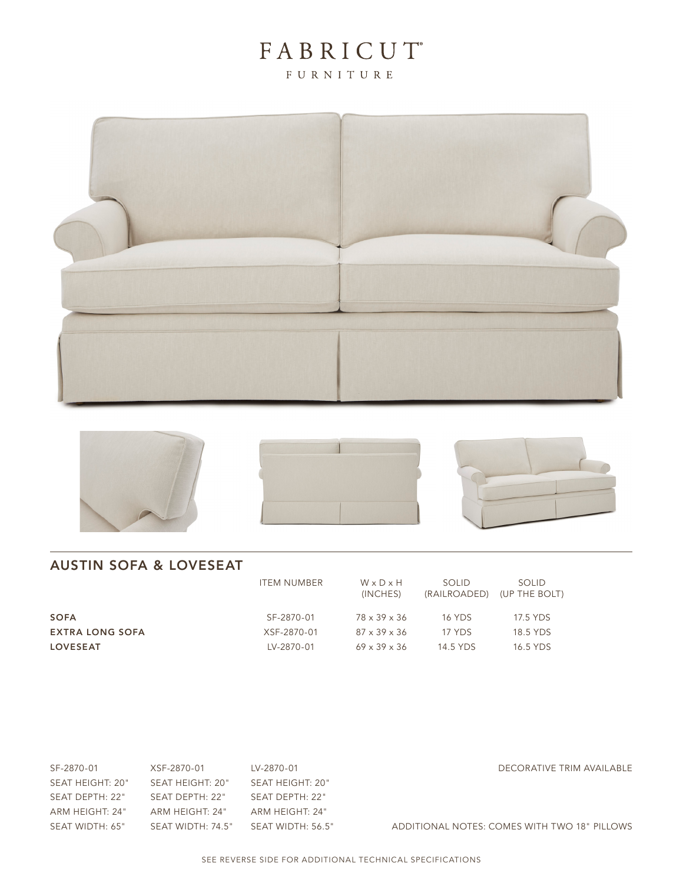# FABRICUT® FURNITURE

## AUSTIN SOFA & LOVESEAT

| | ITEM NUMBER | W x D x H (INCHES) | SOLID (RAILROADED) | SOLID (UP THE BOLT) |
|---|---|---|---|---|
| **SOFA** | SF-2870-01 | 78 x 39 x 36 | 16 YDS | 17.5 YDS |
| **EXTRA LONG SOFA** | XSF-2870-01 | 87 x 39 x 36 | 17 YDS | 18.5 YDS |
| **LOVESEAT** | LV-2870-01 | 69 x 39 x 36 | 14.5 YDS | 16.5 YDS |

SF-2870-01
SEAT HEIGHT: 20"
SEAT DEPTH: 22"
ARM HEIGHT: 24"
SEAT WIDTH: 65"

XSF-2870-01
SEAT HEIGHT: 20"
SEAT DEPTH: 22"
ARM HEIGHT: 24"
SEAT WIDTH: 74.5"

LV-2870-01
SEAT HEIGHT: 20"
SEAT DEPTH: 22"
ARM HEIGHT: 24"
SEAT WIDTH: 56.5"

DECORATIVE TRIM AVAILABLE

ADDITIONAL NOTES: COMES WITH TWO 18" PILLOWS

SEE REVERSE SIDE FOR ADDITIONAL TECHNICAL SPECIFICATIONS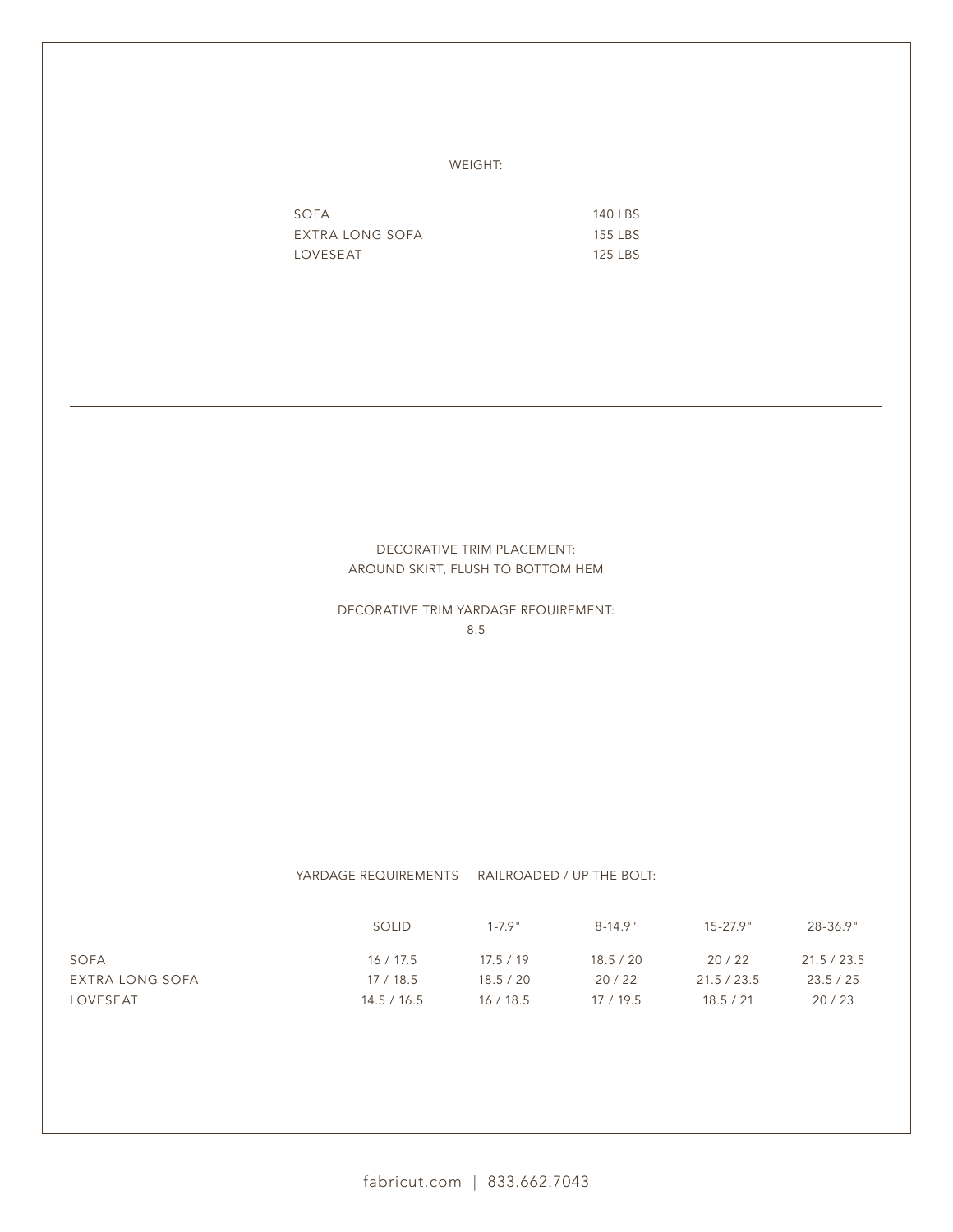WEIGHT:

| | |
|---|---|
| SOFA | 140 LBS |
| EXTRA LONG SOFA | 155 LBS |
| LOVESEAT | 125 LBS |

---

DECORATIVE TRIM PLACEMENT:
AROUND SKIRT, FLUSH TO BOTTOM HEM

DECORATIVE TRIM YARDAGE REQUIREMENT:
8.5

---

YARDAGE REQUIREMENTS RAILROADED / UP THE BOLT:

| | SOLID | 1-7.9" | 8-14.9" | 15-27.9" | 28-36.9" |
|---|---|---|---|---|---|
| SOFA | 16 / 17.5 | 17.5 / 19 | 18.5 / 20 | 20 / 22 | 21.5 / 23.5 |
| EXTRA LONG SOFA | 17 / 18.5 | 18.5 / 20 | 20 / 22 | 21.5 / 23.5 | 23.5 / 25 |
| LOVESEAT | 14.5 / 16.5 | 16 / 18.5 | 17 / 19.5 | 18.5 / 21 | 20 / 23 |

fabricut.com | 833.662.7043